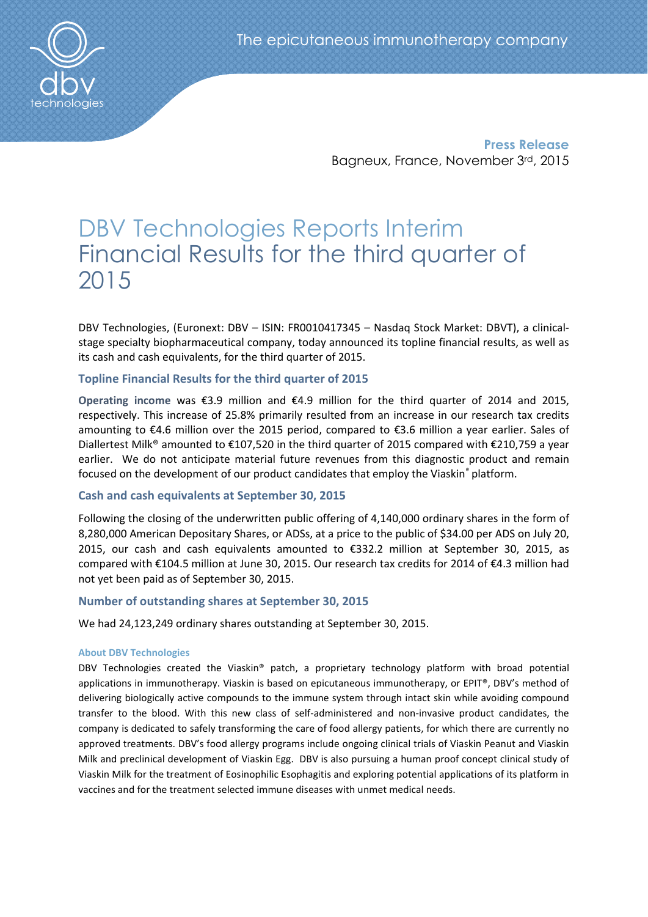The epicutaneous immunotherapy company

**Press Release**
Bagneux, France, November 3rd, 2015

# DBV Technologies Reports Interim Financial Results for the third quarter of 2015

DBV Technologies, (Euronext: DBV – ISIN: FR0010417345 – Nasdaq Stock Market: DBVT), a clinical-stage specialty biopharmaceutical company, today announced its topline financial results, as well as its cash and cash equivalents, for the third quarter of 2015.

## Topline Financial Results for the third quarter of 2015

**Operating income** was €3.9 million and €4.9 million for the third quarter of 2014 and 2015, respectively. This increase of 25.8% primarily resulted from an increase in our research tax credits amounting to €4.6 million over the 2015 period, compared to €3.6 million a year earlier. Sales of Diallertest Milk® amounted to €107,520 in the third quarter of 2015 compared with €210,759 a year earlier. We do not anticipate material future revenues from this diagnostic product and remain focused on the development of our product candidates that employ the Viaskin® platform.

## Cash and cash equivalents at September 30, 2015

Following the closing of the underwritten public offering of 4,140,000 ordinary shares in the form of 8,280,000 American Depositary Shares, or ADSs, at a price to the public of $34.00 per ADS on July 20, 2015, our cash and cash equivalents amounted to €332.2 million at September 30, 2015, as compared with €104.5 million at June 30, 2015. Our research tax credits for 2014 of €4.3 million had not yet been paid as of September 30, 2015.

## Number of outstanding shares at September 30, 2015

We had 24,123,249 ordinary shares outstanding at September 30, 2015.

#### About DBV Technologies

DBV Technologies created the Viaskin® patch, a proprietary technology platform with broad potential applications in immunotherapy. Viaskin is based on epicutaneous immunotherapy, or EPIT®, DBV's method of delivering biologically active compounds to the immune system through intact skin while avoiding compound transfer to the blood. With this new class of self-administered and non-invasive product candidates, the company is dedicated to safely transforming the care of food allergy patients, for which there are currently no approved treatments. DBV's food allergy programs include ongoing clinical trials of Viaskin Peanut and Viaskin Milk and preclinical development of Viaskin Egg. DBV is also pursuing a human proof concept clinical study of Viaskin Milk for the treatment of Eosinophilic Esophagitis and exploring potential applications of its platform in vaccines and for the treatment selected immune diseases with unmet medical needs.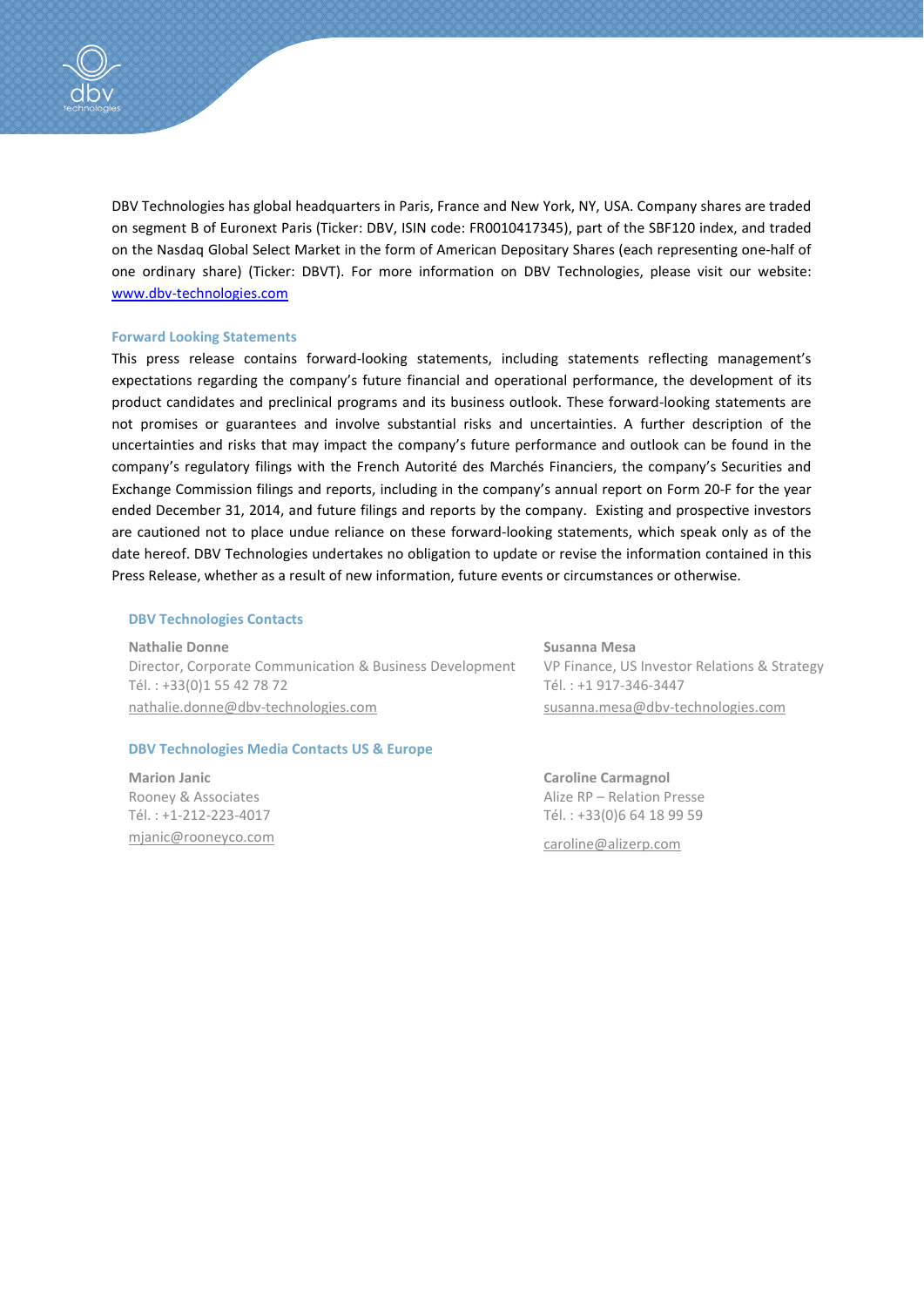DBV Technologies has global headquarters in Paris, France and New York, NY, USA. Company shares are traded on segment B of Euronext Paris (Ticker: DBV, ISIN code: FR0010417345), part of the SBF120 index, and traded on the Nasdaq Global Select Market in the form of American Depositary Shares (each representing one-half of one ordinary share) (Ticker: DBVT). For more information on DBV Technologies, please visit our website: www.dbv-technologies.com

### Forward Looking Statements

This press release contains forward-looking statements, including statements reflecting management's expectations regarding the company's future financial and operational performance, the development of its product candidates and preclinical programs and its business outlook. These forward-looking statements are not promises or guarantees and involve substantial risks and uncertainties. A further description of the uncertainties and risks that may impact the company's future performance and outlook can be found in the company's regulatory filings with the French Autorité des Marchés Financiers, the company's Securities and Exchange Commission filings and reports, including in the company's annual report on Form 20-F for the year ended December 31, 2014, and future filings and reports by the company. Existing and prospective investors are cautioned not to place undue reliance on these forward-looking statements, which speak only as of the date hereof. DBV Technologies undertakes no obligation to update or revise the information contained in this Press Release, whether as a result of new information, future events or circumstances or otherwise.

### DBV Technologies Contacts

**Nathalie Donne**
Director, Corporate Communication & Business Development
Tél. : +33(0)1 55 42 78 72
nathalie.donne@dbv-technologies.com

**Susanna Mesa**
VP Finance, US Investor Relations & Strategy
Tél. : +1 917-346-3447
susanna.mesa@dbv-technologies.com

### DBV Technologies Media Contacts US & Europe

**Marion Janic**
Rooney & Associates
Tél. : +1-212-223-4017
mjanic@rooneyco.com

**Caroline Carmagnol**
Alize RP – Relation Presse
Tél. : +33(0)6 64 18 99 59
caroline@alizerp.com